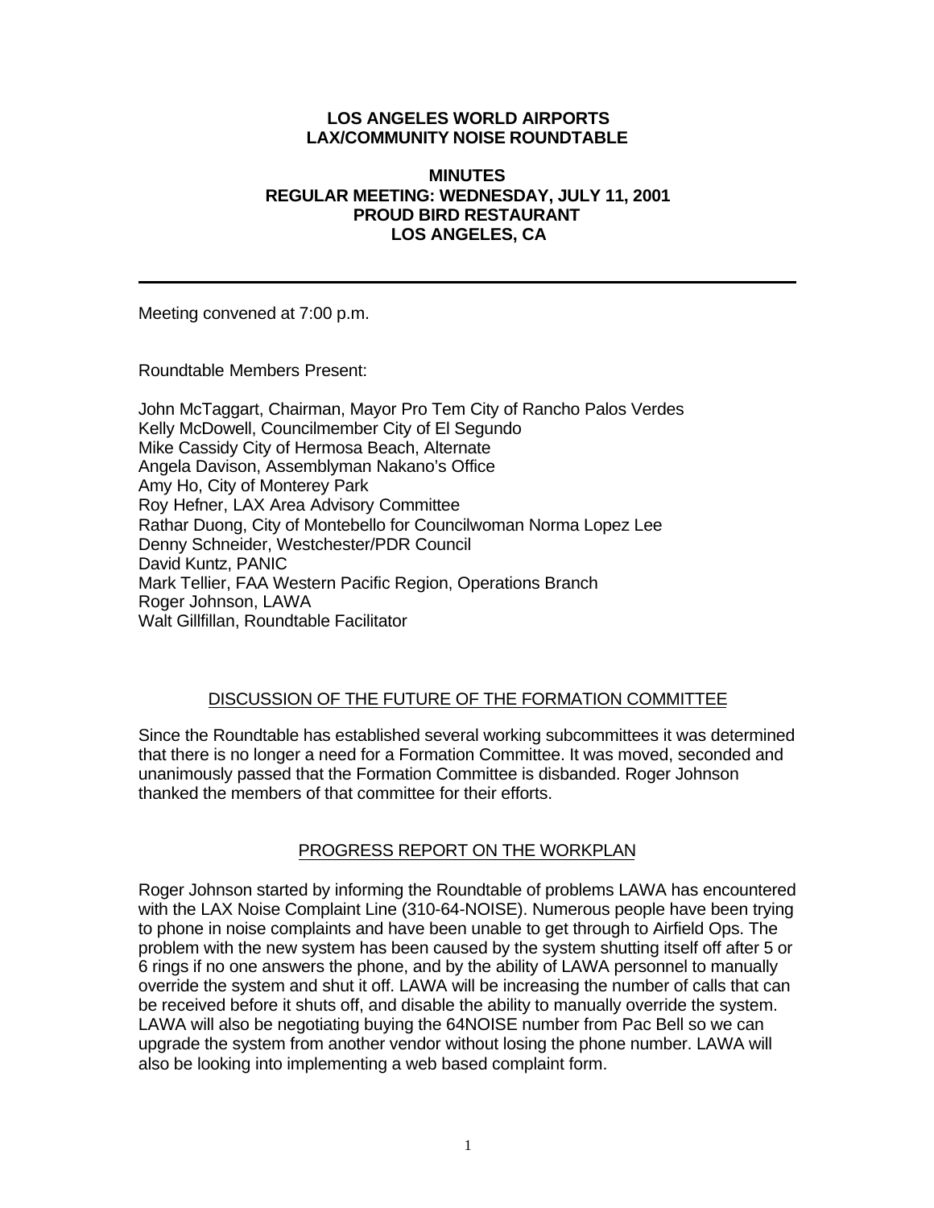**LOS ANGELES WORLD AIRPORTS**
**LAX/COMMUNITY NOISE ROUNDTABLE**

**MINUTES**
**REGULAR MEETING: WEDNESDAY, JULY 11, 2001**
**PROUD BIRD RESTAURANT**
**LOS ANGELES, CA**

---

Meeting convened at 7:00 p.m.

Roundtable Members Present:

John McTaggart, Chairman, Mayor Pro Tem City of Rancho Palos Verdes
Kelly McDowell, Councilmember City of El Segundo
Mike Cassidy City of Hermosa Beach, Alternate
Angela Davison, Assemblyman Nakano's Office
Amy Ho, City of Monterey Park
Roy Hefner, LAX Area Advisory Committee
Rathar Duong, City of Montebello for Councilwoman Norma Lopez Lee
Denny Schneider, Westchester/PDR Council
David Kuntz, PANIC
Mark Tellier, FAA Western Pacific Region, Operations Branch
Roger Johnson, LAWA
Walt Gillfillan, Roundtable Facilitator

## DISCUSSION OF THE FUTURE OF THE FORMATION COMMITTEE

Since the Roundtable has established several working subcommittees it was determined that there is no longer a need for a Formation Committee. It was moved, seconded and unanimously passed that the Formation Committee is disbanded. Roger Johnson thanked the members of that committee for their efforts.

## PROGRESS REPORT ON THE WORKPLAN

Roger Johnson started by informing the Roundtable of problems LAWA has encountered with the LAX Noise Complaint Line (310-64-NOISE). Numerous people have been trying to phone in noise complaints and have been unable to get through to Airfield Ops. The problem with the new system has been caused by the system shutting itself off after 5 or 6 rings if no one answers the phone, and by the ability of LAWA personnel to manually override the system and shut it off. LAWA will be increasing the number of calls that can be received before it shuts off, and disable the ability to manually override the system. LAWA will also be negotiating buying the 64NOISE number from Pac Bell so we can upgrade the system from another vendor without losing the phone number. LAWA will also be looking into implementing a web based complaint form.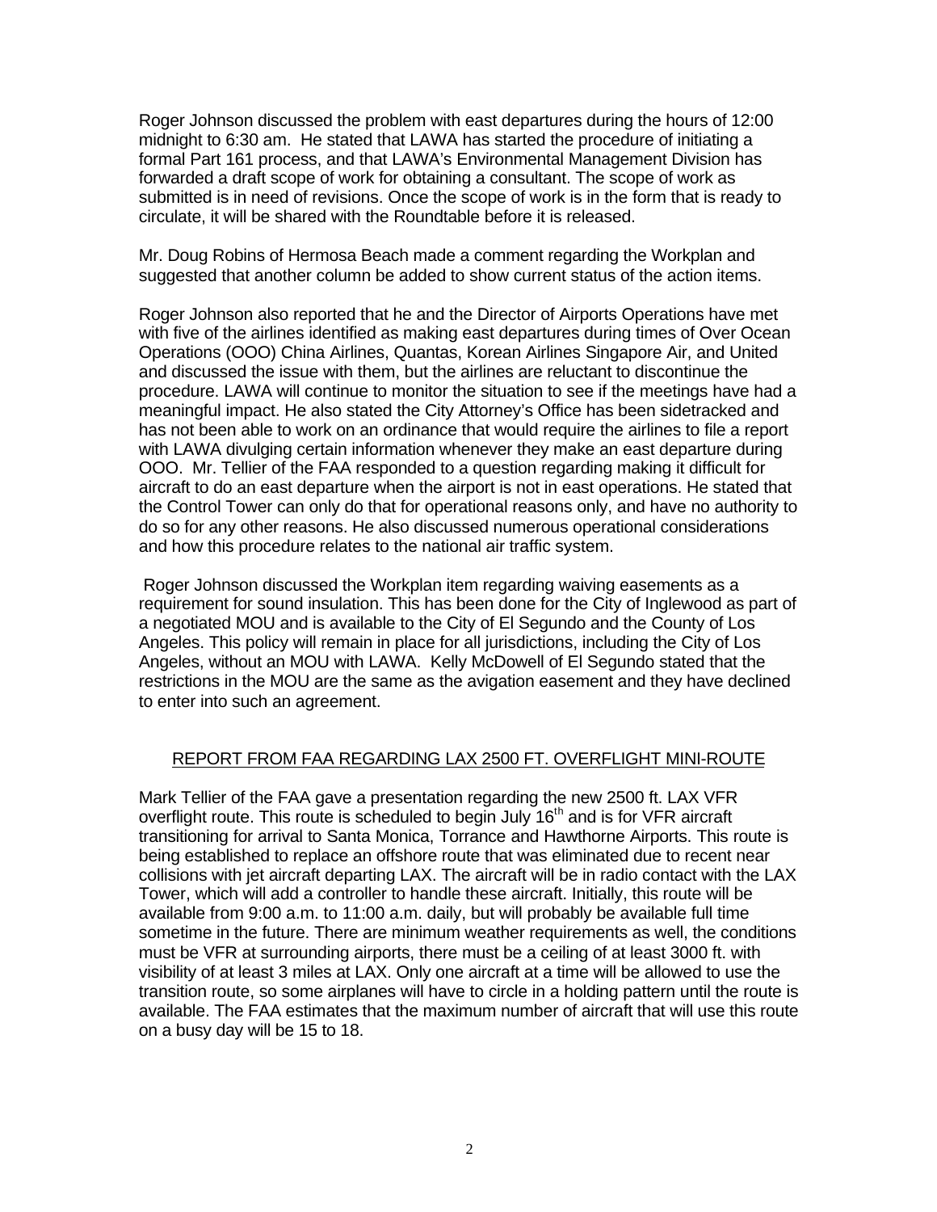Roger Johnson discussed the problem with east departures during the hours of 12:00 midnight to 6:30 am. He stated that LAWA has started the procedure of initiating a formal Part 161 process, and that LAWA's Environmental Management Division has forwarded a draft scope of work for obtaining a consultant. The scope of work as submitted is in need of revisions. Once the scope of work is in the form that is ready to circulate, it will be shared with the Roundtable before it is released.

Mr. Doug Robins of Hermosa Beach made a comment regarding the Workplan and suggested that another column be added to show current status of the action items.

Roger Johnson also reported that he and the Director of Airports Operations have met with five of the airlines identified as making east departures during times of Over Ocean Operations (OOO) China Airlines, Quantas, Korean Airlines Singapore Air, and United and discussed the issue with them, but the airlines are reluctant to discontinue the procedure. LAWA will continue to monitor the situation to see if the meetings have had a meaningful impact. He also stated the City Attorney's Office has been sidetracked and has not been able to work on an ordinance that would require the airlines to file a report with LAWA divulging certain information whenever they make an east departure during OOO. Mr. Tellier of the FAA responded to a question regarding making it difficult for aircraft to do an east departure when the airport is not in east operations. He stated that the Control Tower can only do that for operational reasons only, and have no authority to do so for any other reasons. He also discussed numerous operational considerations and how this procedure relates to the national air traffic system.

Roger Johnson discussed the Workplan item regarding waiving easements as a requirement for sound insulation. This has been done for the City of Inglewood as part of a negotiated MOU and is available to the City of El Segundo and the County of Los Angeles. This policy will remain in place for all jurisdictions, including the City of Los Angeles, without an MOU with LAWA. Kelly McDowell of El Segundo stated that the restrictions in the MOU are the same as the avigation easement and they have declined to enter into such an agreement.

## REPORT FROM FAA REGARDING LAX 2500 FT. OVERFLIGHT MINI-ROUTE

Mark Tellier of the FAA gave a presentation regarding the new 2500 ft. LAX VFR overflight route. This route is scheduled to begin July 16th and is for VFR aircraft transitioning for arrival to Santa Monica, Torrance and Hawthorne Airports. This route is being established to replace an offshore route that was eliminated due to recent near collisions with jet aircraft departing LAX. The aircraft will be in radio contact with the LAX Tower, which will add a controller to handle these aircraft. Initially, this route will be available from 9:00 a.m. to 11:00 a.m. daily, but will probably be available full time sometime in the future. There are minimum weather requirements as well, the conditions must be VFR at surrounding airports, there must be a ceiling of at least 3000 ft. with visibility of at least 3 miles at LAX. Only one aircraft at a time will be allowed to use the transition route, so some airplanes will have to circle in a holding pattern until the route is available. The FAA estimates that the maximum number of aircraft that will use this route on a busy day will be 15 to 18.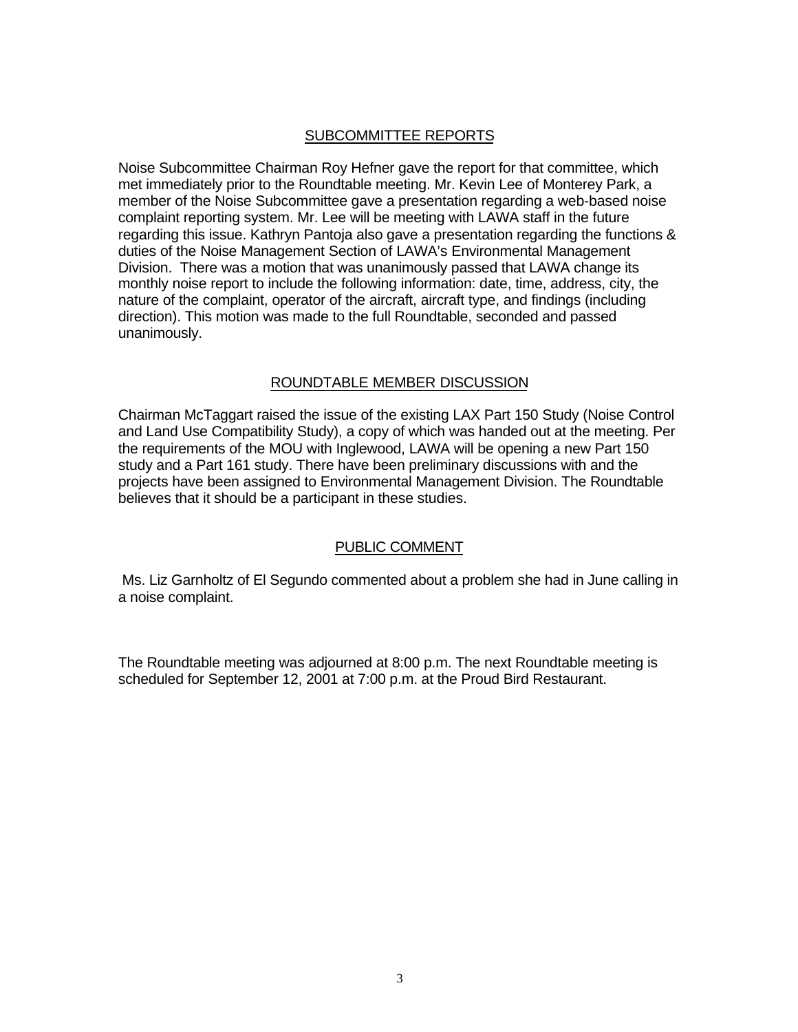## SUBCOMMITTEE REPORTS

Noise Subcommittee Chairman Roy Hefner gave the report for that committee, which met immediately prior to the Roundtable meeting. Mr. Kevin Lee of Monterey Park, a member of the Noise Subcommittee gave a presentation regarding a web-based noise complaint reporting system. Mr. Lee will be meeting with LAWA staff in the future regarding this issue. Kathryn Pantoja also gave a presentation regarding the functions & duties of the Noise Management Section of LAWA's Environmental Management Division. There was a motion that was unanimously passed that LAWA change its monthly noise report to include the following information: date, time, address, city, the nature of the complaint, operator of the aircraft, aircraft type, and findings (including direction). This motion was made to the full Roundtable, seconded and passed unanimously.

## ROUNDTABLE MEMBER DISCUSSION

Chairman McTaggart raised the issue of the existing LAX Part 150 Study (Noise Control and Land Use Compatibility Study), a copy of which was handed out at the meeting. Per the requirements of the MOU with Inglewood, LAWA will be opening a new Part 150 study and a Part 161 study. There have been preliminary discussions with and the projects have been assigned to Environmental Management Division. The Roundtable believes that it should be a participant in these studies.

## PUBLIC COMMENT

Ms. Liz Garnholtz of El Segundo commented about a problem she had in June calling in a noise complaint.

The Roundtable meeting was adjourned at 8:00 p.m. The next Roundtable meeting is scheduled for September 12, 2001 at 7:00 p.m. at the Proud Bird Restaurant.